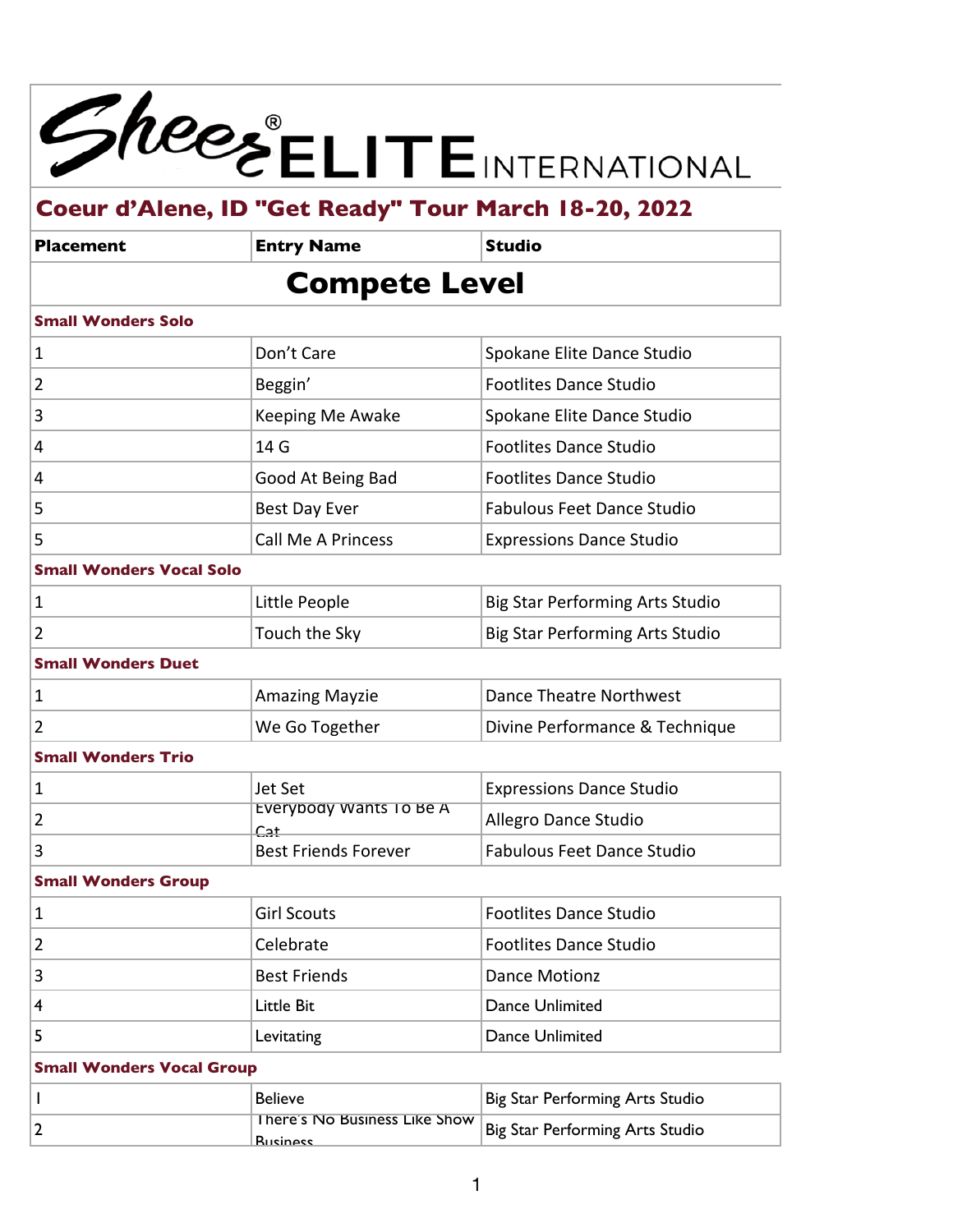# Sheer ELITE INTERNATIONAL

## Coeur d'Alene, ID "Get Ready" Tour March 18-20, 2022

| Placement | Entry Name | Studio |
|---|---|---|
| **Compete Level** | | |
| **Small Wonders Solo** | | |
| 1 | Don't Care | Spokane Elite Dance Studio |
| 2 | Beggin' | Footlites Dance Studio |
| 3 | Keeping Me Awake | Spokane Elite Dance Studio |
| 4 | 14 G | Footlites Dance Studio |
| 4 | Good At Being Bad | Footlites Dance Studio |
| 5 | Best Day Ever | Fabulous Feet Dance Studio |
| 5 | Call Me A Princess | Expressions Dance Studio |
| **Small Wonders Vocal Solo** | | |
| 1 | Little People | Big Star Performing Arts Studio |
| 2 | Touch the Sky | Big Star Performing Arts Studio |
| **Small Wonders Duet** | | |
| 1 | Amazing Mayzie | Dance Theatre Northwest |
| 2 | We Go Together | Divine Performance & Technique |
| **Small Wonders Trio** | | |
| 1 | Jet Set | Expressions Dance Studio |
| 2 | Everybody Wants To Be A Cat | Allegro Dance Studio |
| 3 | Best Friends Forever | Fabulous Feet Dance Studio |
| **Small Wonders Group** | | |
| 1 | Girl Scouts | Footlites Dance Studio |
| 2 | Celebrate | Footlites Dance Studio |
| 3 | Best Friends | Dance Motionz |
| 4 | Little Bit | Dance Unlimited |
| 5 | Levitating | Dance Unlimited |
| **Small Wonders Vocal Group** | | |
| 1 | Believe | Big Star Performing Arts Studio |
| 2 | There's No Business Like Show Business | Big Star Performing Arts Studio |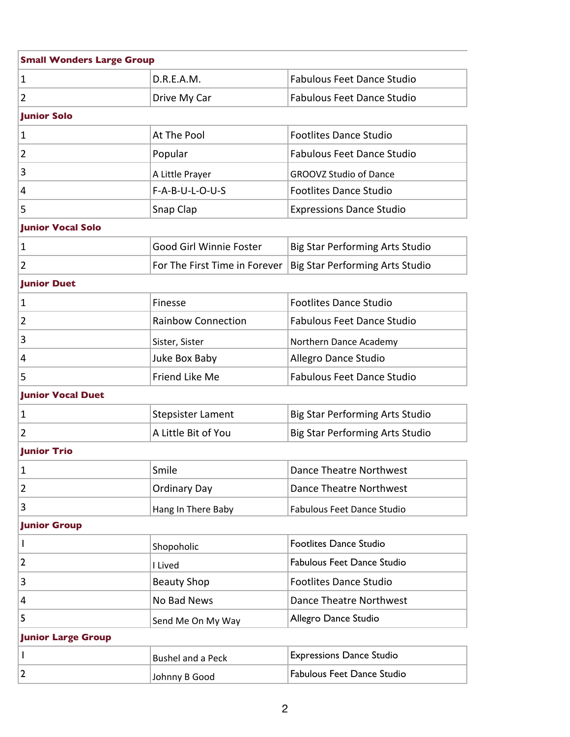| **Small Wonders Large Group** | | |
|---|---|---|
| 1 | D.R.E.A.M. | Fabulous Feet Dance Studio |
| 2 | Drive My Car | Fabulous Feet Dance Studio |
| **Junior Solo** | | |
| 1 | At The Pool | Footlites Dance Studio |
| 2 | Popular | Fabulous Feet Dance Studio |
| 3 | A Little Prayer | GROOVZ Studio of Dance |
| 4 | F-A-B-U-L-O-U-S | Footlites Dance Studio |
| 5 | Snap Clap | Expressions Dance Studio |
| **Junior Vocal Solo** | | |
| 1 | Good Girl Winnie Foster | Big Star Performing Arts Studio |
| 2 | For The First Time in Forever | Big Star Performing Arts Studio |
| **Junior Duet** | | |
| 1 | Finesse | Footlites Dance Studio |
| 2 | Rainbow Connection | Fabulous Feet Dance Studio |
| 3 | Sister, Sister | Northern Dance Academy |
| 4 | Juke Box Baby | Allegro Dance Studio |
| 5 | Friend Like Me | Fabulous Feet Dance Studio |
| **Junior Vocal Duet** | | |
| 1 | Stepsister Lament | Big Star Performing Arts Studio |
| 2 | A Little Bit of You | Big Star Performing Arts Studio |
| **Junior Trio** | | |
| 1 | Smile | Dance Theatre Northwest |
| 2 | Ordinary Day | Dance Theatre Northwest |
| 3 | Hang In There Baby | Fabulous Feet Dance Studio |
| **Junior Group** | | |
| 1 | Shopoholic | Footlites Dance Studio |
| 2 | I Lived | Fabulous Feet Dance Studio |
| 3 | Beauty Shop | Footlites Dance Studio |
| 4 | No Bad News | Dance Theatre Northwest |
| 5 | Send Me On My Way | Allegro Dance Studio |
| **Junior Large Group** | | |
| 1 | Bushel and a Peck | Expressions Dance Studio |
| 2 | Johnny B Good | Fabulous Feet Dance Studio |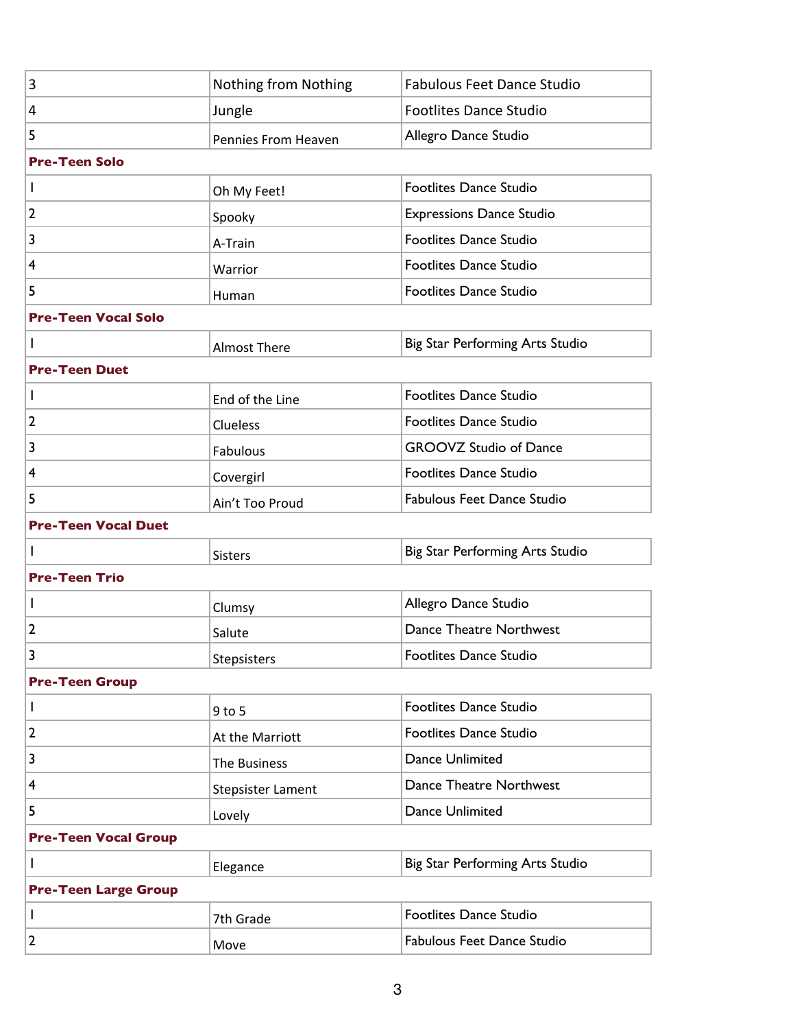| | | |
|---|---|---|
| 3 | Nothing from Nothing | Fabulous Feet Dance Studio |
| 4 | Jungle | Footlites Dance Studio |
| 5 | Pennies From Heaven | Allegro Dance Studio |

**Pre-Teen Solo**

| | | |
|---|---|---|
| 1 | Oh My Feet! | Footlites Dance Studio |
| 2 | Spooky | Expressions Dance Studio |
| 3 | A-Train | Footlites Dance Studio |
| 4 | Warrior | Footlites Dance Studio |
| 5 | Human | Footlites Dance Studio |

**Pre-Teen Vocal Solo**

| | | |
|---|---|---|
| 1 | Almost There | Big Star Performing Arts Studio |

**Pre-Teen Duet**

| | | |
|---|---|---|
| 1 | End of the Line | Footlites Dance Studio |
| 2 | Clueless | Footlites Dance Studio |
| 3 | Fabulous | GROOVZ Studio of Dance |
| 4 | Covergirl | Footlites Dance Studio |
| 5 | Ain't Too Proud | Fabulous Feet Dance Studio |

**Pre-Teen Vocal Duet**

| | | |
|---|---|---|
| 1 | Sisters | Big Star Performing Arts Studio |

**Pre-Teen Trio**

| | | |
|---|---|---|
| 1 | Clumsy | Allegro Dance Studio |
| 2 | Salute | Dance Theatre Northwest |
| 3 | Stepsisters | Footlites Dance Studio |

**Pre-Teen Group**

| | | |
|---|---|---|
| 1 | 9 to 5 | Footlites Dance Studio |
| 2 | At the Marriott | Footlites Dance Studio |
| 3 | The Business | Dance Unlimited |
| 4 | Stepsister Lament | Dance Theatre Northwest |
| 5 | Lovely | Dance Unlimited |

**Pre-Teen Vocal Group**

| | | |
|---|---|---|
| 1 | Elegance | Big Star Performing Arts Studio |

**Pre-Teen Large Group**

| | | |
|---|---|---|
| 1 | 7th Grade | Footlites Dance Studio |
| 2 | Move | Fabulous Feet Dance Studio |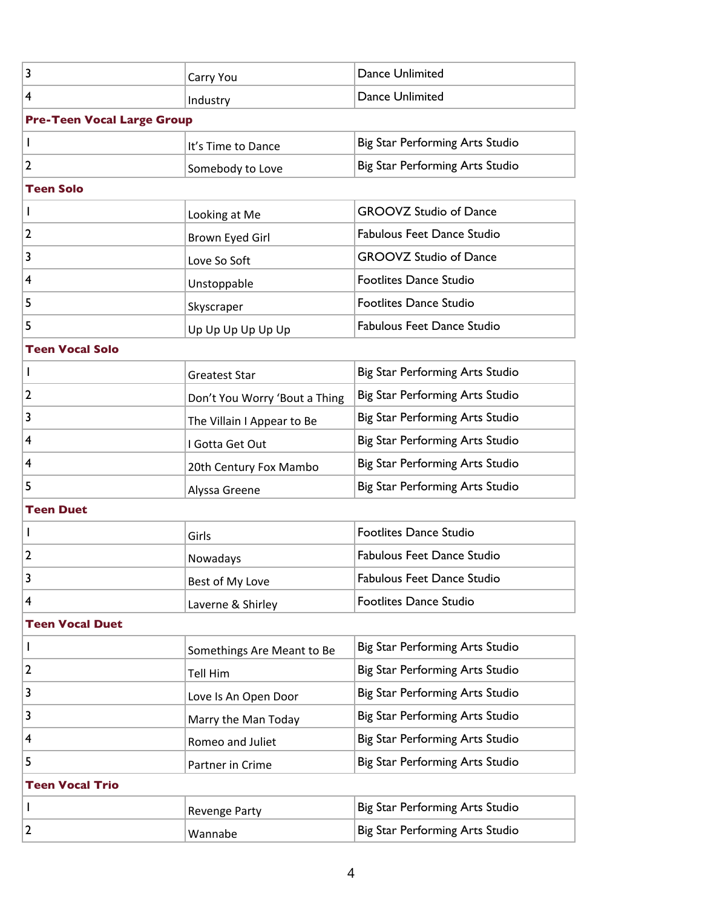| | | |
|---|---|---|
| 3 | Carry You | Dance Unlimited |
| 4 | Industry | Dance Unlimited |

**Pre-Teen Vocal Large Group**

| | | |
|---|---|---|
| 1 | It's Time to Dance | Big Star Performing Arts Studio |
| 2 | Somebody to Love | Big Star Performing Arts Studio |

**Teen Solo**

| | | |
|---|---|---|
| 1 | Looking at Me | GROOVZ Studio of Dance |
| 2 | Brown Eyed Girl | Fabulous Feet Dance Studio |
| 3 | Love So Soft | GROOVZ Studio of Dance |
| 4 | Unstoppable | Footlites Dance Studio |
| 5 | Skyscraper | Footlites Dance Studio |
| 5 | Up Up Up Up Up Up | Fabulous Feet Dance Studio |

**Teen Vocal Solo**

| | | |
|---|---|---|
| 1 | Greatest Star | Big Star Performing Arts Studio |
| 2 | Don't You Worry 'Bout a Thing | Big Star Performing Arts Studio |
| 3 | The Villain I Appear to Be | Big Star Performing Arts Studio |
| 4 | I Gotta Get Out | Big Star Performing Arts Studio |
| 4 | 20th Century Fox Mambo | Big Star Performing Arts Studio |
| 5 | Alyssa Greene | Big Star Performing Arts Studio |

**Teen Duet**

| | | |
|---|---|---|
| 1 | Girls | Footlites Dance Studio |
| 2 | Nowadays | Fabulous Feet Dance Studio |
| 3 | Best of My Love | Fabulous Feet Dance Studio |
| 4 | Laverne & Shirley | Footlites Dance Studio |

**Teen Vocal Duet**

| | | |
|---|---|---|
| 1 | Somethings Are Meant to Be | Big Star Performing Arts Studio |
| 2 | Tell Him | Big Star Performing Arts Studio |
| 3 | Love Is An Open Door | Big Star Performing Arts Studio |
| 3 | Marry the Man Today | Big Star Performing Arts Studio |
| 4 | Romeo and Juliet | Big Star Performing Arts Studio |
| 5 | Partner in Crime | Big Star Performing Arts Studio |

**Teen Vocal Trio**

| | | |
|---|---|---|
| 1 | Revenge Party | Big Star Performing Arts Studio |
| 2 | Wannabe | Big Star Performing Arts Studio |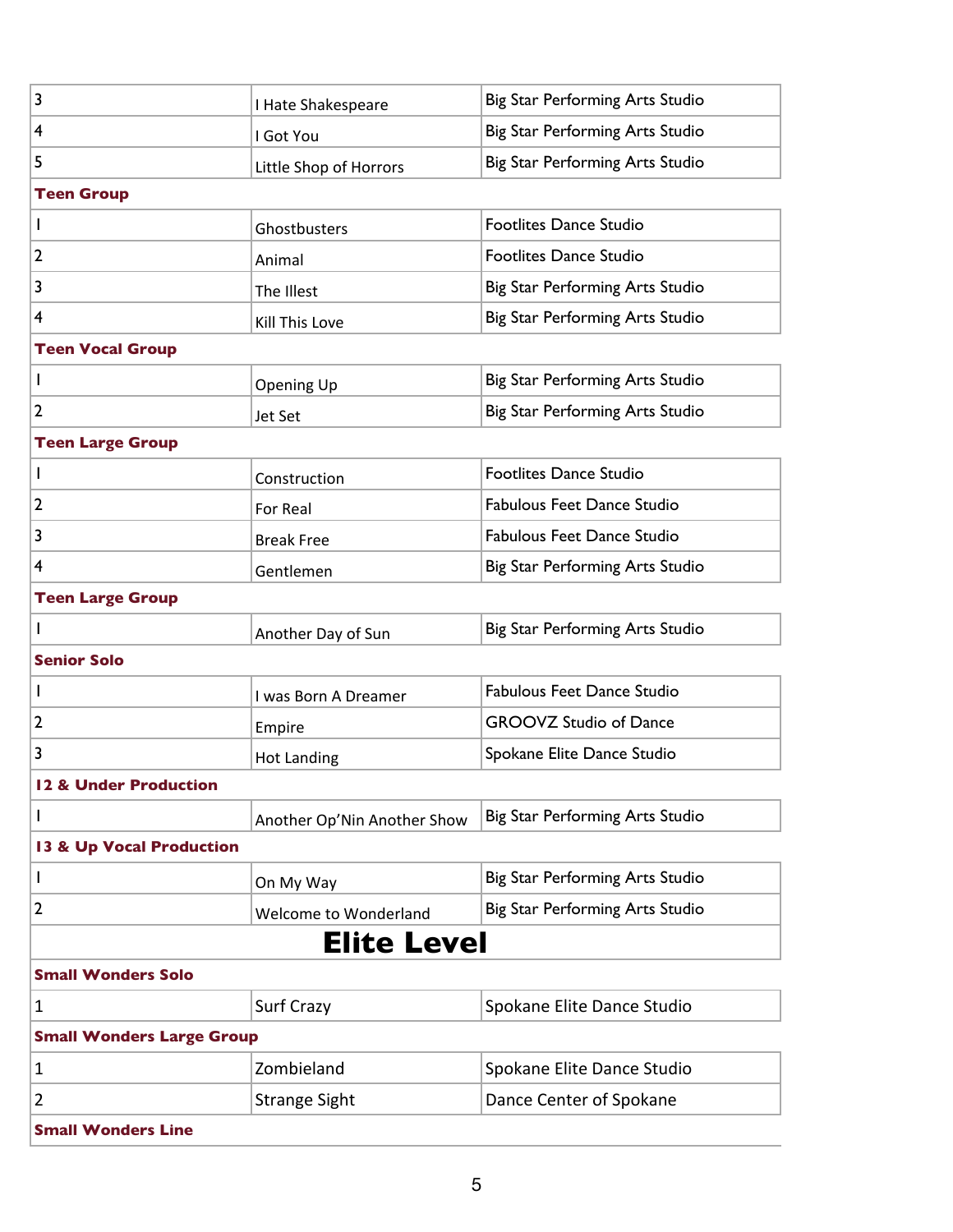| | | |
|---|---|---|
| 3 | I Hate Shakespeare | Big Star Performing Arts Studio |
| 4 | I Got You | Big Star Performing Arts Studio |
| 5 | Little Shop of Horrors | Big Star Performing Arts Studio |

**Teen Group**

| | | |
|---|---|---|
| 1 | Ghostbusters | Footlites Dance Studio |
| 2 | Animal | Footlites Dance Studio |
| 3 | The Illest | Big Star Performing Arts Studio |
| 4 | Kill This Love | Big Star Performing Arts Studio |

**Teen Vocal Group**

| | | |
|---|---|---|
| 1 | Opening Up | Big Star Performing Arts Studio |
| 2 | Jet Set | Big Star Performing Arts Studio |

**Teen Large Group**

| | | |
|---|---|---|
| 1 | Construction | Footlites Dance Studio |
| 2 | For Real | Fabulous Feet Dance Studio |
| 3 | Break Free | Fabulous Feet Dance Studio |
| 4 | Gentlemen | Big Star Performing Arts Studio |

**Teen Large Group**

| | | |
|---|---|---|
| 1 | Another Day of Sun | Big Star Performing Arts Studio |

**Senior Solo**

| | | |
|---|---|---|
| 1 | I was Born A Dreamer | Fabulous Feet Dance Studio |
| 2 | Empire | GROOVZ Studio of Dance |
| 3 | Hot Landing | Spokane Elite Dance Studio |

**12 & Under Production**

| | | |
|---|---|---|
| 1 | Another Op'Nin Another Show | Big Star Performing Arts Studio |

**13 & Up Vocal Production**

| | | |
|---|---|---|
| 1 | On My Way | Big Star Performing Arts Studio |
| 2 | Welcome to Wonderland | Big Star Performing Arts Studio |

# Elite Level

**Small Wonders Solo**

| | | |
|---|---|---|
| 1 | Surf Crazy | Spokane Elite Dance Studio |

**Small Wonders Large Group**

| | | |
|---|---|---|
| 1 | Zombieland | Spokane Elite Dance Studio |
| 2 | Strange Sight | Dance Center of Spokane |

**Small Wonders Line**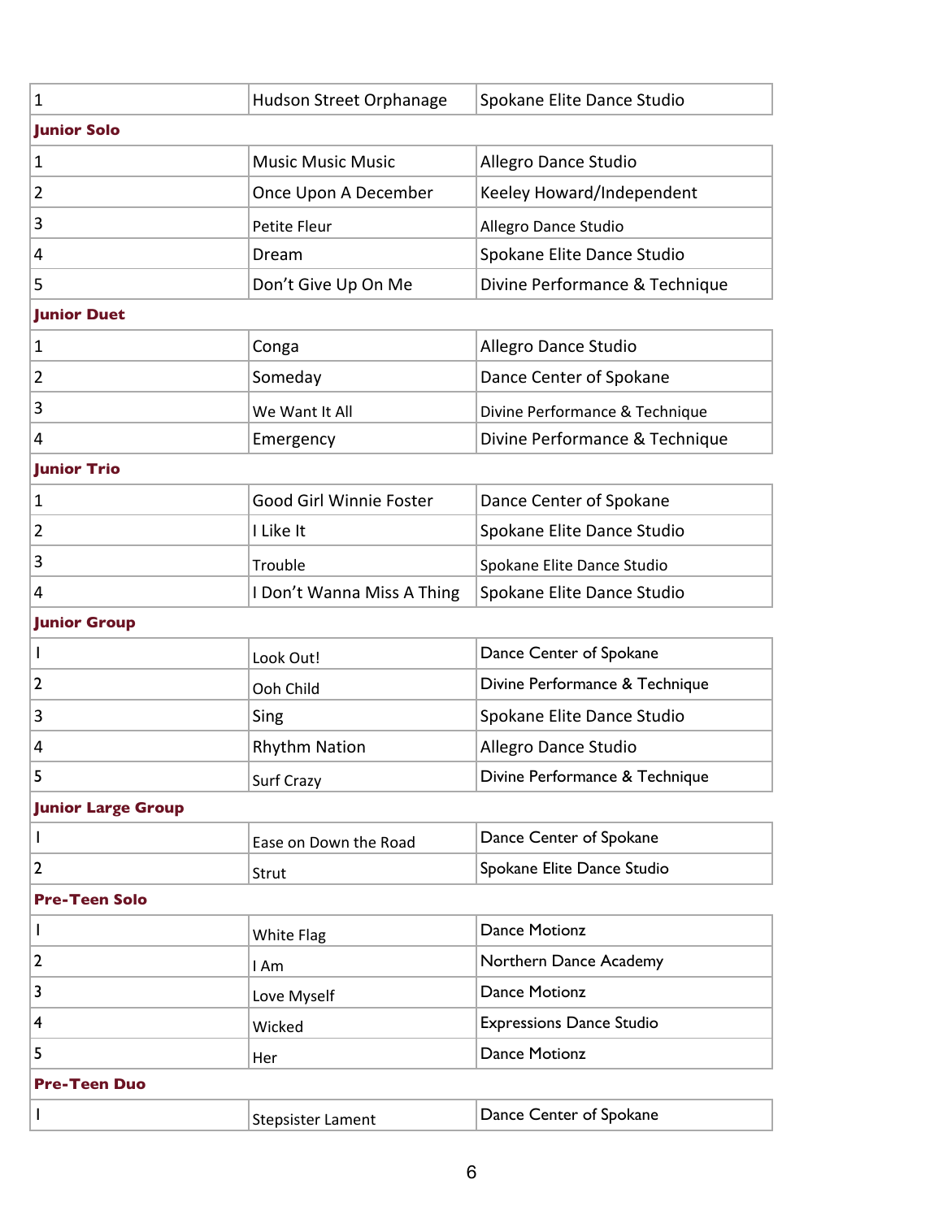| | | |
|---|---|---|
| 1 | Hudson Street Orphanage | Spokane Elite Dance Studio |

**Junior Solo**

| | | |
|---|---|---|
| 1 | Music Music Music | Allegro Dance Studio |
| 2 | Once Upon A December | Keeley Howard/Independent |
| 3 | Petite Fleur | Allegro Dance Studio |
| 4 | Dream | Spokane Elite Dance Studio |
| 5 | Don't Give Up On Me | Divine Performance & Technique |

**Junior Duet**

| | | |
|---|---|---|
| 1 | Conga | Allegro Dance Studio |
| 2 | Someday | Dance Center of Spokane |
| 3 | We Want It All | Divine Performance & Technique |
| 4 | Emergency | Divine Performance & Technique |

**Junior Trio**

| | | |
|---|---|---|
| 1 | Good Girl Winnie Foster | Dance Center of Spokane |
| 2 | I Like It | Spokane Elite Dance Studio |
| 3 | Trouble | Spokane Elite Dance Studio |
| 4 | I Don't Wanna Miss A Thing | Spokane Elite Dance Studio |

**Junior Group**

| | | |
|---|---|---|
| 1 | Look Out! | Dance Center of Spokane |
| 2 | Ooh Child | Divine Performance & Technique |
| 3 | Sing | Spokane Elite Dance Studio |
| 4 | Rhythm Nation | Allegro Dance Studio |
| 5 | Surf Crazy | Divine Performance & Technique |

**Junior Large Group**

| | | |
|---|---|---|
| 1 | Ease on Down the Road | Dance Center of Spokane |
| 2 | Strut | Spokane Elite Dance Studio |

**Pre-Teen Solo**

| | | |
|---|---|---|
| 1 | White Flag | Dance Motionz |
| 2 | I Am | Northern Dance Academy |
| 3 | Love Myself | Dance Motionz |
| 4 | Wicked | Expressions Dance Studio |
| 5 | Her | Dance Motionz |

**Pre-Teen Duo**

| | | |
|---|---|---|
| 1 | Stepsister Lament | Dance Center of Spokane |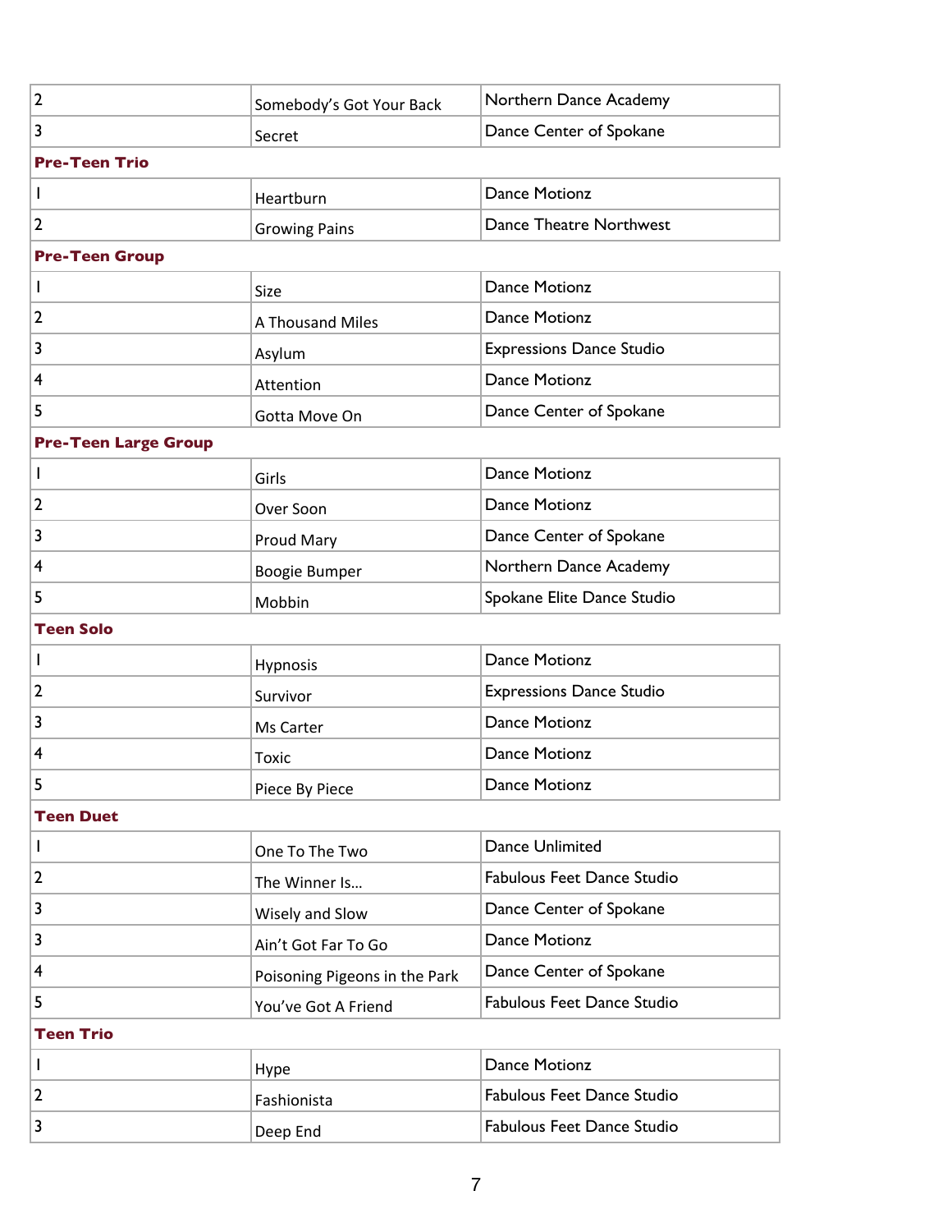| | | |
|---|---|---|
| 2 | Somebody's Got Your Back | Northern Dance Academy |
| 3 | Secret | Dance Center of Spokane |

**Pre-Teen Trio**

| | | |
|---|---|---|
| 1 | Heartburn | Dance Motionz |
| 2 | Growing Pains | Dance Theatre Northwest |

**Pre-Teen Group**

| | | |
|---|---|---|
| 1 | Size | Dance Motionz |
| 2 | A Thousand Miles | Dance Motionz |
| 3 | Asylum | Expressions Dance Studio |
| 4 | Attention | Dance Motionz |
| 5 | Gotta Move On | Dance Center of Spokane |

**Pre-Teen Large Group**

| | | |
|---|---|---|
| 1 | Girls | Dance Motionz |
| 2 | Over Soon | Dance Motionz |
| 3 | Proud Mary | Dance Center of Spokane |
| 4 | Boogie Bumper | Northern Dance Academy |
| 5 | Mobbin | Spokane Elite Dance Studio |

**Teen Solo**

| | | |
|---|---|---|
| 1 | Hypnosis | Dance Motionz |
| 2 | Survivor | Expressions Dance Studio |
| 3 | Ms Carter | Dance Motionz |
| 4 | Toxic | Dance Motionz |
| 5 | Piece By Piece | Dance Motionz |

**Teen Duet**

| | | |
|---|---|---|
| 1 | One To The Two | Dance Unlimited |
| 2 | The Winner Is… | Fabulous Feet Dance Studio |
| 3 | Wisely and Slow | Dance Center of Spokane |
| 3 | Ain't Got Far To Go | Dance Motionz |
| 4 | Poisoning Pigeons in the Park | Dance Center of Spokane |
| 5 | You've Got A Friend | Fabulous Feet Dance Studio |

**Teen Trio**

| | | |
|---|---|---|
| 1 | Hype | Dance Motionz |
| 2 | Fashionista | Fabulous Feet Dance Studio |
| 3 | Deep End | Fabulous Feet Dance Studio |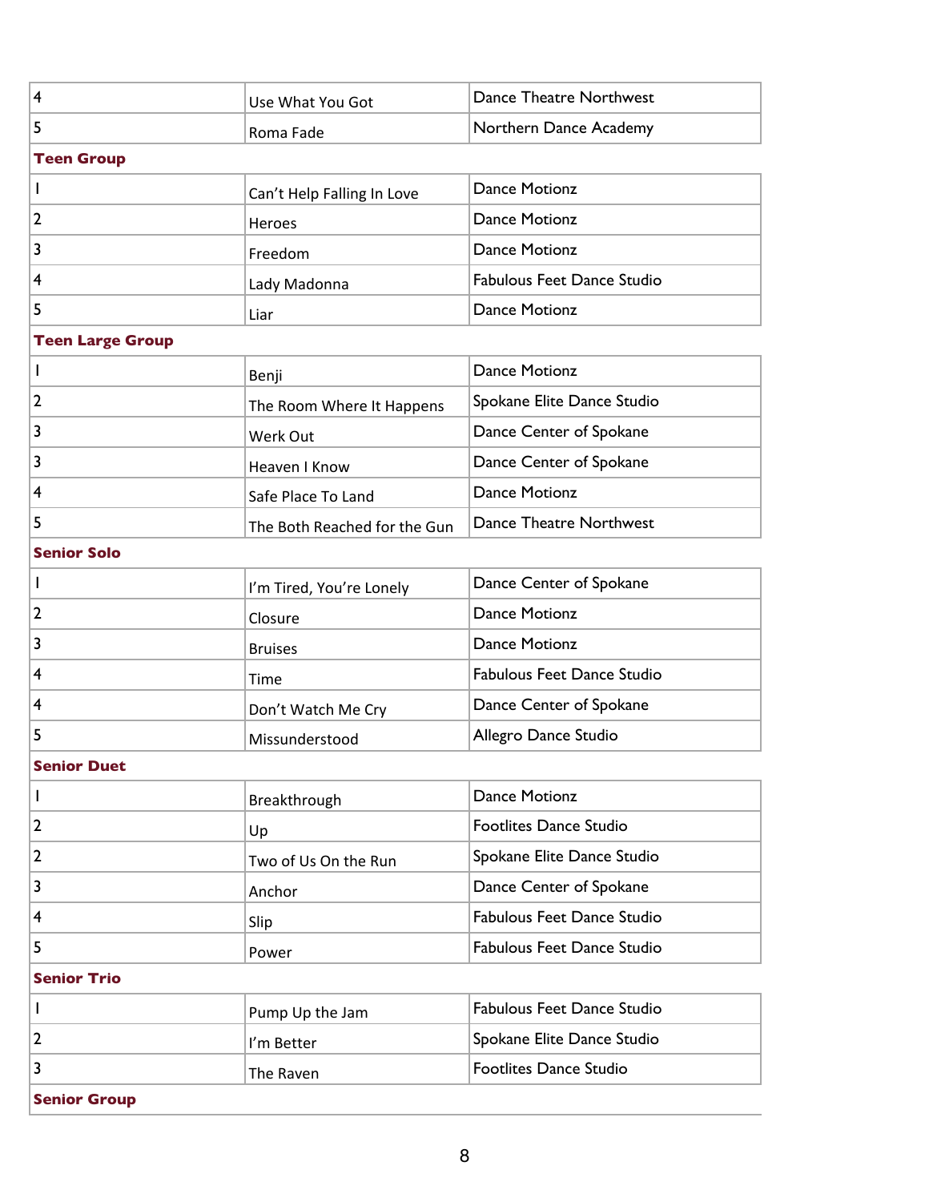| | | |
|---|---|---|
| 4 | Use What You Got | Dance Theatre Northwest |
| 5 | Roma Fade | Northern Dance Academy |

**Teen Group**

| | | |
|---|---|---|
| 1 | Can't Help Falling In Love | Dance Motionz |
| 2 | Heroes | Dance Motionz |
| 3 | Freedom | Dance Motionz |
| 4 | Lady Madonna | Fabulous Feet Dance Studio |
| 5 | Liar | Dance Motionz |

**Teen Large Group**

| | | |
|---|---|---|
| 1 | Benji | Dance Motionz |
| 2 | The Room Where It Happens | Spokane Elite Dance Studio |
| 3 | Werk Out | Dance Center of Spokane |
| 3 | Heaven I Know | Dance Center of Spokane |
| 4 | Safe Place To Land | Dance Motionz |
| 5 | The Both Reached for the Gun | Dance Theatre Northwest |

**Senior Solo**

| | | |
|---|---|---|
| 1 | I'm Tired, You're Lonely | Dance Center of Spokane |
| 2 | Closure | Dance Motionz |
| 3 | Bruises | Dance Motionz |
| 4 | Time | Fabulous Feet Dance Studio |
| 4 | Don't Watch Me Cry | Dance Center of Spokane |
| 5 | Missunderstood | Allegro Dance Studio |

**Senior Duet**

| | | |
|---|---|---|
| 1 | Breakthrough | Dance Motionz |
| 2 | Up | Footlites Dance Studio |
| 2 | Two of Us On the Run | Spokane Elite Dance Studio |
| 3 | Anchor | Dance Center of Spokane |
| 4 | Slip | Fabulous Feet Dance Studio |
| 5 | Power | Fabulous Feet Dance Studio |

**Senior Trio**

| | | |
|---|---|---|
| 1 | Pump Up the Jam | Fabulous Feet Dance Studio |
| 2 | I'm Better | Spokane Elite Dance Studio |
| 3 | The Raven | Footlites Dance Studio |

**Senior Group**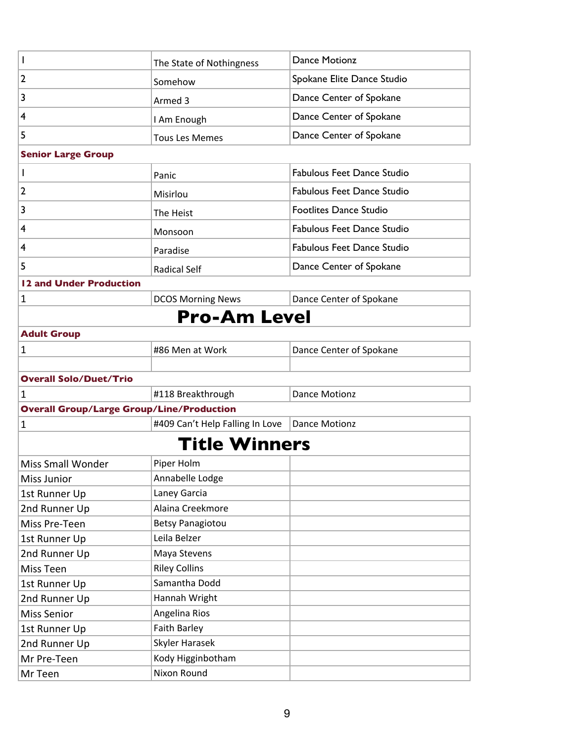| | | |
|---|---|---|
| 1 | The State of Nothingness | Dance Motionz |
| 2 | Somehow | Spokane Elite Dance Studio |
| 3 | Armed 3 | Dance Center of Spokane |
| 4 | I Am Enough | Dance Center of Spokane |
| 5 | Tous Les Memes | Dance Center of Spokane |

**Senior Large Group**

| | | |
|---|---|---|
| 1 | Panic | Fabulous Feet Dance Studio |
| 2 | Misirlou | Fabulous Feet Dance Studio |
| 3 | The Heist | Footlites Dance Studio |
| 4 | Monsoon | Fabulous Feet Dance Studio |
| 4 | Paradise | Fabulous Feet Dance Studio |
| 5 | Radical Self | Dance Center of Spokane |

**12 and Under Production**

| | | |
|---|---|---|
| 1 | DCOS Morning News | Dance Center of Spokane |

# Pro-Am Level

**Adult Group**

| | | |
|---|---|---|
| 1 | #86 Men at Work | Dance Center of Spokane |
| | | |

**Overall Solo/Duet/Trio**

| | | |
|---|---|---|
| 1 | #118 Breakthrough | Dance Motionz |

**Overall Group/Large Group/Line/Production**

| | | |
|---|---|---|
| 1 | #409 Can't Help Falling In Love | Dance Motionz |

# Title Winners

| | | |
|---|---|---|
| Miss Small Wonder | Piper Holm | |
| Miss Junior | Annabelle Lodge | |
| 1st Runner Up | Laney Garcia | |
| 2nd Runner Up | Alaina Creekmore | |
| Miss Pre-Teen | Betsy Panagiotou | |
| 1st Runner Up | Leila Belzer | |
| 2nd Runner Up | Maya Stevens | |
| Miss Teen | Riley Collins | |
| 1st Runner Up | Samantha Dodd | |
| 2nd Runner Up | Hannah Wright | |
| Miss Senior | Angelina Rios | |
| 1st Runner Up | Faith Barley | |
| 2nd Runner Up | Skyler Harasek | |
| Mr Pre-Teen | Kody Higginbotham | |
| Mr Teen | Nixon Round | |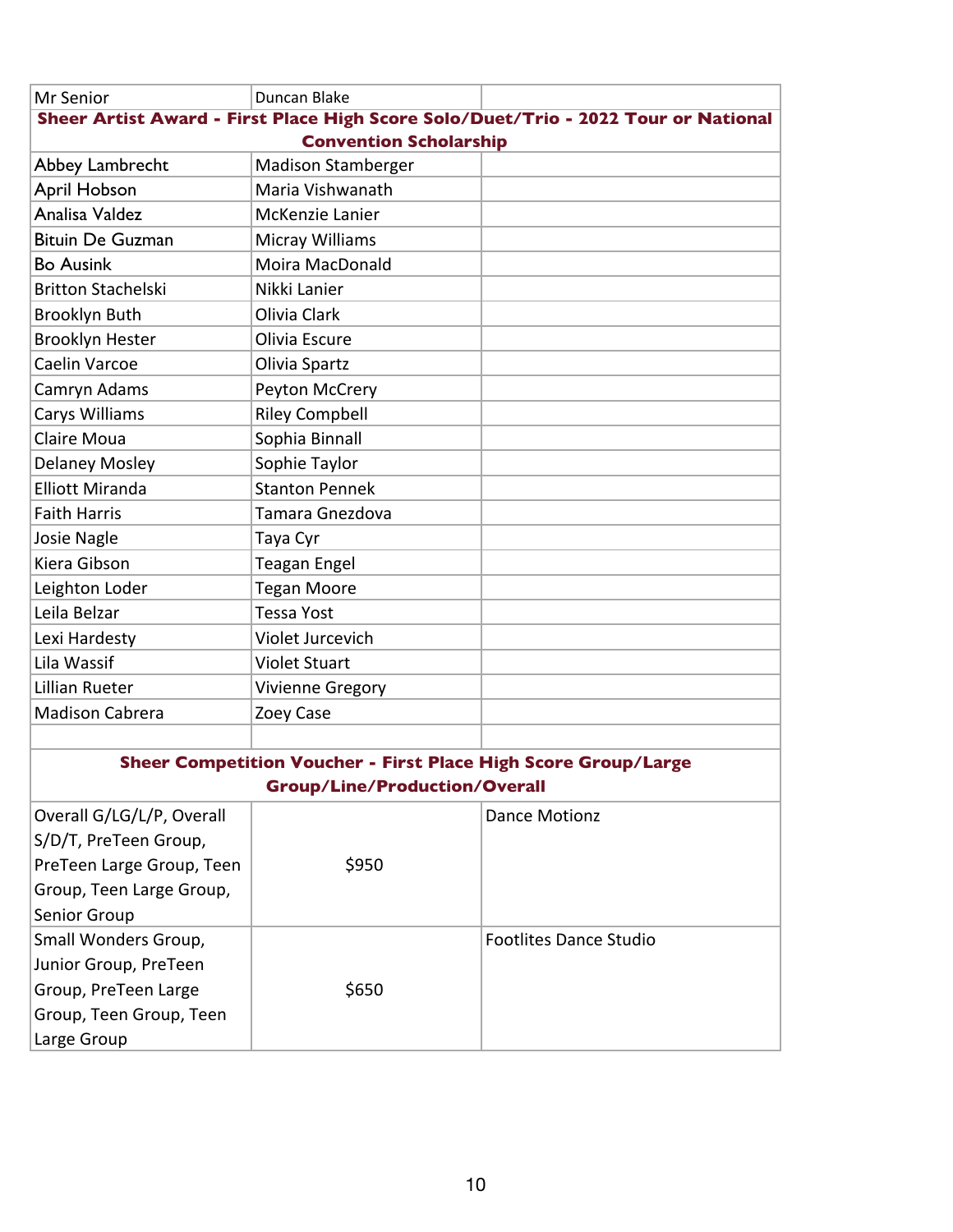| Mr Senior | Duncan Blake | |
| --- | --- | --- |
| **Sheer Artist Award - First Place High Score Solo/Duet/Trio - 2022 Tour or National Convention Scholarship** | | |
| Abbey Lambrecht | Madison Stamberger | |
| April Hobson | Maria Vishwanath | |
| Analisa Valdez | McKenzie Lanier | |
| Bituin De Guzman | Micray Williams | |
| Bo Ausink | Moira MacDonald | |
| Britton Stachelski | Nikki Lanier | |
| Brooklyn Buth | Olivia Clark | |
| Brooklyn Hester | Olivia Escure | |
| Caelin Varcoe | Olivia Spartz | |
| Camryn Adams | Peyton McCrery | |
| Carys Williams | Riley Compbell | |
| Claire Moua | Sophia Binnall | |
| Delaney Mosley | Sophie Taylor | |
| Elliott Miranda | Stanton Pennek | |
| Faith Harris | Tamara Gnezdova | |
| Josie Nagle | Taya Cyr | |
| Kiera Gibson | Teagan Engel | |
| Leighton Loder | Tegan Moore | |
| Leila Belzar | Tessa Yost | |
| Lexi Hardesty | Violet Jurcevich | |
| Lila Wassif | Violet Stuart | |
| Lillian Rueter | Vivienne Gregory | |
| Madison Cabrera | Zoey Case | |
| | | |
| **Sheer Competition Voucher - First Place High Score Group/Large Group/Line/Production/Overall** | | |
| Overall G/LG/L/P, Overall S/D/T, PreTeen Group, PreTeen Large Group, Teen Group, Teen Large Group, Senior Group | $950 | Dance Motionz |
| Small Wonders Group, Junior Group, PreTeen Group, PreTeen Large Group, Teen Group, Teen Large Group | $650 | Footlites Dance Studio |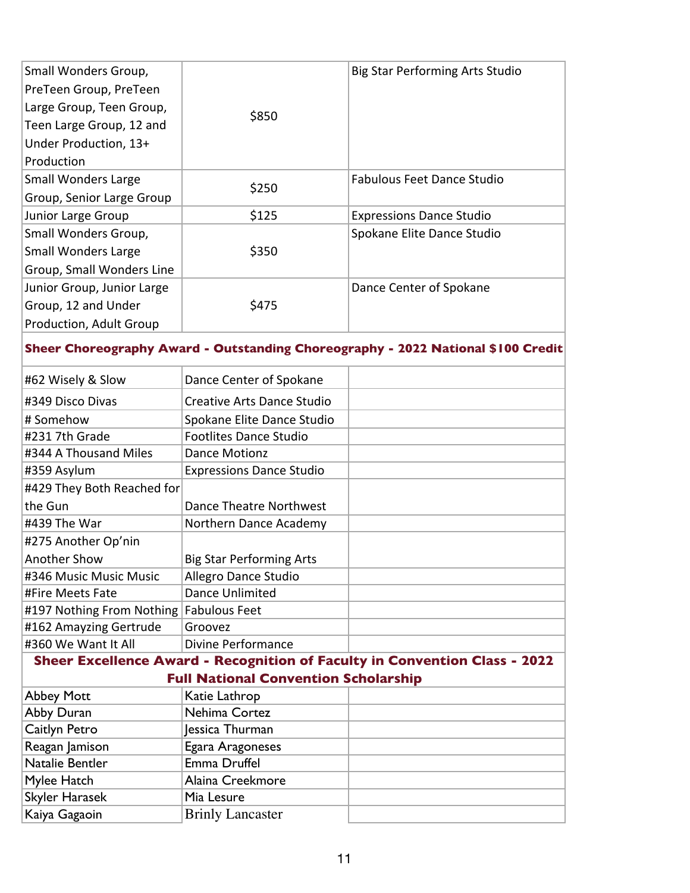| | | |
|---|---|---|
| Small Wonders Group, PreTeen Group, PreTeen Large Group, Teen Group, Teen Large Group, 12 and Under Production, 13+ Production | $850 | Big Star Performing Arts Studio |
| Small Wonders Large Group, Senior Large Group | $250 | Fabulous Feet Dance Studio |
| Junior Large Group | $125 | Expressions Dance Studio |
| Small Wonders Group, Small Wonders Large Group, Small Wonders Line | $350 | Spokane Elite Dance Studio |
| Junior Group, Junior Large Group, 12 and Under Production, Adult Group | $475 | Dance Center of Spokane |

**Sheer Choreography Award - Outstanding Choreography - 2022 National $100 Credit**

| | | |
|---|---|---|
| #62 Wisely & Slow | Dance Center of Spokane | |
| #349 Disco Divas | Creative Arts Dance Studio | |
| # Somehow | Spokane Elite Dance Studio | |
| #231 7th Grade | Footlites Dance Studio | |
| #344 A Thousand Miles | Dance Motionz | |
| #359 Asylum | Expressions Dance Studio | |
| #429 They Both Reached for the Gun | Dance Theatre Northwest | |
| #439 The War | Northern Dance Academy | |
| #275 Another Op'nin Another Show | Big Star Performing Arts | |
| #346 Music Music Music | Allegro Dance Studio | |
| #Fire Meets Fate | Dance Unlimited | |
| #197 Nothing From Nothing | Fabulous Feet | |
| #162 Amayzing Gertrude | Groovez | |
| #360 We Want It All | Divine Performance | |

**Sheer Excellence Award - Recognition of Faculty in Convention Class - 2022 Full National Convention Scholarship**

| | | |
|---|---|---|
| Abbey Mott | Katie Lathrop | |
| Abby Duran | Nehima Cortez | |
| Caitlyn Petro | Jessica Thurman | |
| Reagan Jamison | Egara Aragoneses | |
| Natalie Bentler | Emma Druffel | |
| Mylee Hatch | Alaina Creekmore | |
| Skyler Harasek | Mia Lesure | |
| Kaiya Gagaoin | Brinly Lancaster | |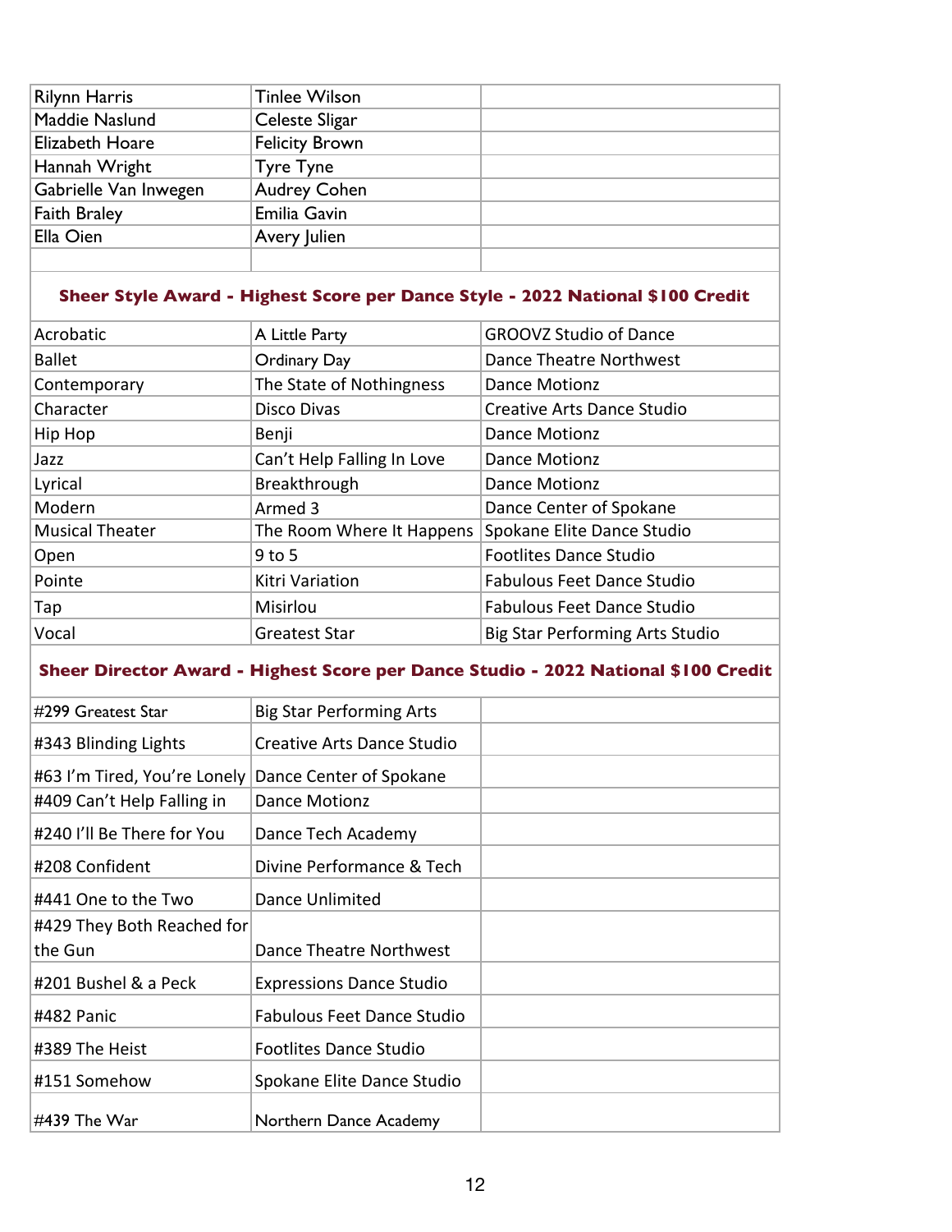| | | |
|---|---|---|
| Rilynn Harris | Tinlee Wilson | |
| Maddie Naslund | Celeste Sligar | |
| Elizabeth Hoare | Felicity Brown | |
| Hannah Wright | Tyre Tyne | |
| Gabrielle Van Inwegen | Audrey Cohen | |
| Faith Braley | Emilia Gavin | |
| Ella Oien | Avery Julien | |
| | | |

**Sheer Style Award - Highest Score per Dance Style - 2022 National $100 Credit**

| | | |
|---|---|---|
| Acrobatic | A Little Party | GROOVZ Studio of Dance |
| Ballet | Ordinary Day | Dance Theatre Northwest |
| Contemporary | The State of Nothingness | Dance Motionz |
| Character | Disco Divas | Creative Arts Dance Studio |
| Hip Hop | Benji | Dance Motionz |
| Jazz | Can't Help Falling In Love | Dance Motionz |
| Lyrical | Breakthrough | Dance Motionz |
| Modern | Armed 3 | Dance Center of Spokane |
| Musical Theater | The Room Where It Happens | Spokane Elite Dance Studio |
| Open | 9 to 5 | Footlites Dance Studio |
| Pointe | Kitri Variation | Fabulous Feet Dance Studio |
| Tap | Misirlou | Fabulous Feet Dance Studio |
| Vocal | Greatest Star | Big Star Performing Arts Studio |

**Sheer Director Award - Highest Score per Dance Studio - 2022 National $100 Credit**

| | | |
|---|---|---|
| #299 Greatest Star | Big Star Performing Arts | |
| #343 Blinding Lights | Creative Arts Dance Studio | |
| #63 I'm Tired, You're Lonely | Dance Center of Spokane | |
| #409 Can't Help Falling in | Dance Motionz | |
| #240 I'll Be There for You | Dance Tech Academy | |
| #208 Confident | Divine Performance & Tech | |
| #441 One to the Two | Dance Unlimited | |
| #429 They Both Reached for the Gun | Dance Theatre Northwest | |
| #201 Bushel & a Peck | Expressions Dance Studio | |
| #482 Panic | Fabulous Feet Dance Studio | |
| #389 The Heist | Footlites Dance Studio | |
| #151 Somehow | Spokane Elite Dance Studio | |
| #439 The War | Northern Dance Academy | |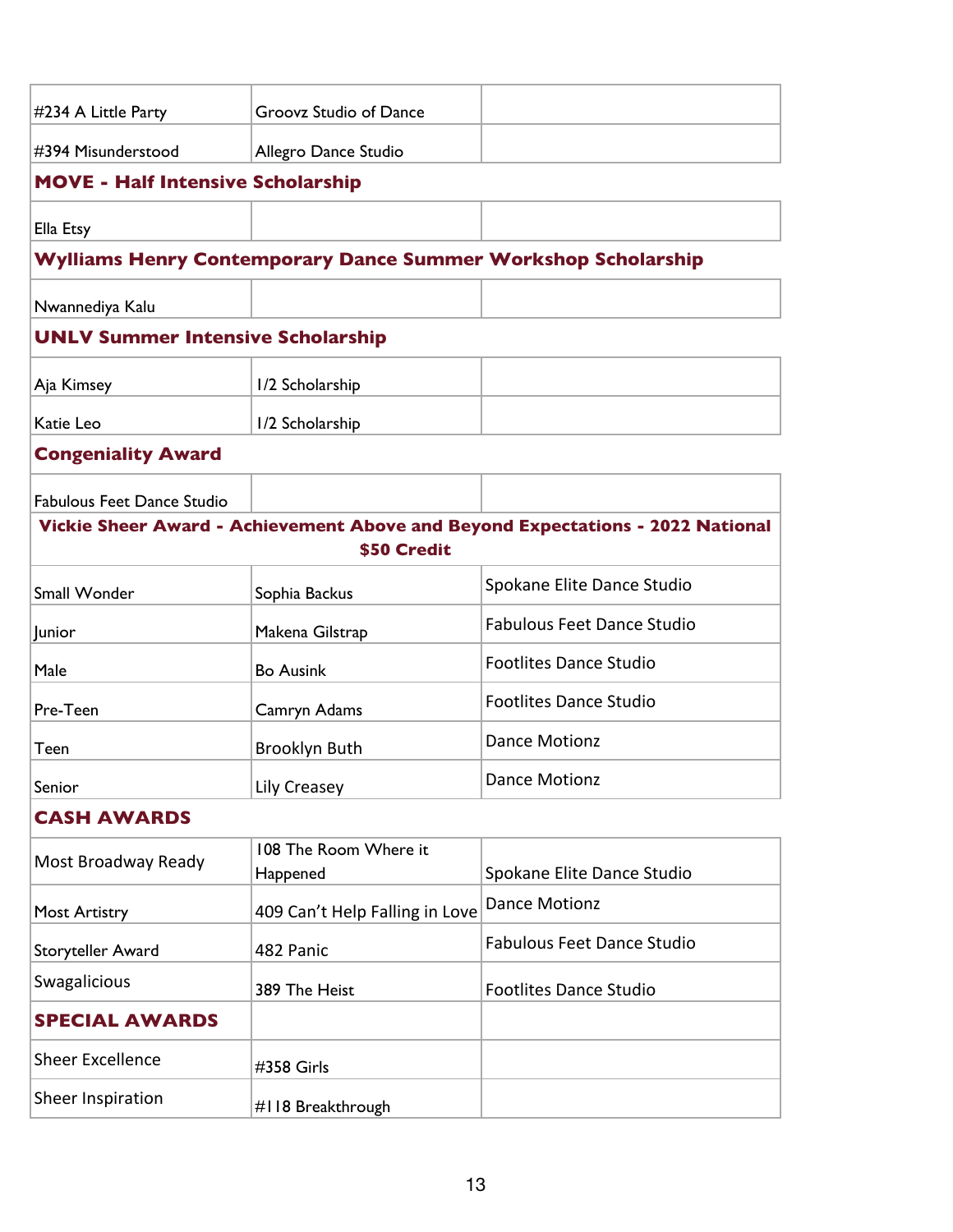| | | |
|---|---|---|
| #234 A Little Party | Groovz Studio of Dance | |
| #394 Misunderstood | Allegro Dance Studio | |

**MOVE - Half Intensive Scholarship**

| | | |
|---|---|---|
| Ella Etsy | | |

**Wylliams Henry Contemporary Dance Summer Workshop Scholarship**

| | | |
|---|---|---|
| Nwannediya Kalu | | |

**UNLV Summer Intensive Scholarship**

| | | |
|---|---|---|
| Aja Kimsey | 1/2 Scholarship | |
| Katie Leo | 1/2 Scholarship | |

**Congeniality Award**

| | | |
|---|---|---|
| Fabulous Feet Dance Studio | | |

**Vickie Sheer Award - Achievement Above and Beyond Expectations - 2022 National $50 Credit**

| | | |
|---|---|---|
| Small Wonder | Sophia Backus | Spokane Elite Dance Studio |
| Junior | Makena Gilstrap | Fabulous Feet Dance Studio |
| Male | Bo Ausink | Footlites Dance Studio |
| Pre-Teen | Camryn Adams | Footlites Dance Studio |
| Teen | Brooklyn Buth | Dance Motionz |
| Senior | Lily Creasey | Dance Motionz |

**CASH AWARDS**

| | | |
|---|---|---|
| Most Broadway Ready | 108 The Room Where it Happened | Spokane Elite Dance Studio |
| Most Artistry | 409 Can't Help Falling in Love | Dance Motionz |
| Storyteller Award | 482 Panic | Fabulous Feet Dance Studio |
| Swagalicious | 389 The Heist | Footlites Dance Studio |

| **SPECIAL AWARDS** | | |
|---|---|---|
| Sheer Excellence | #358 Girls | |
| Sheer Inspiration | #118 Breakthrough | |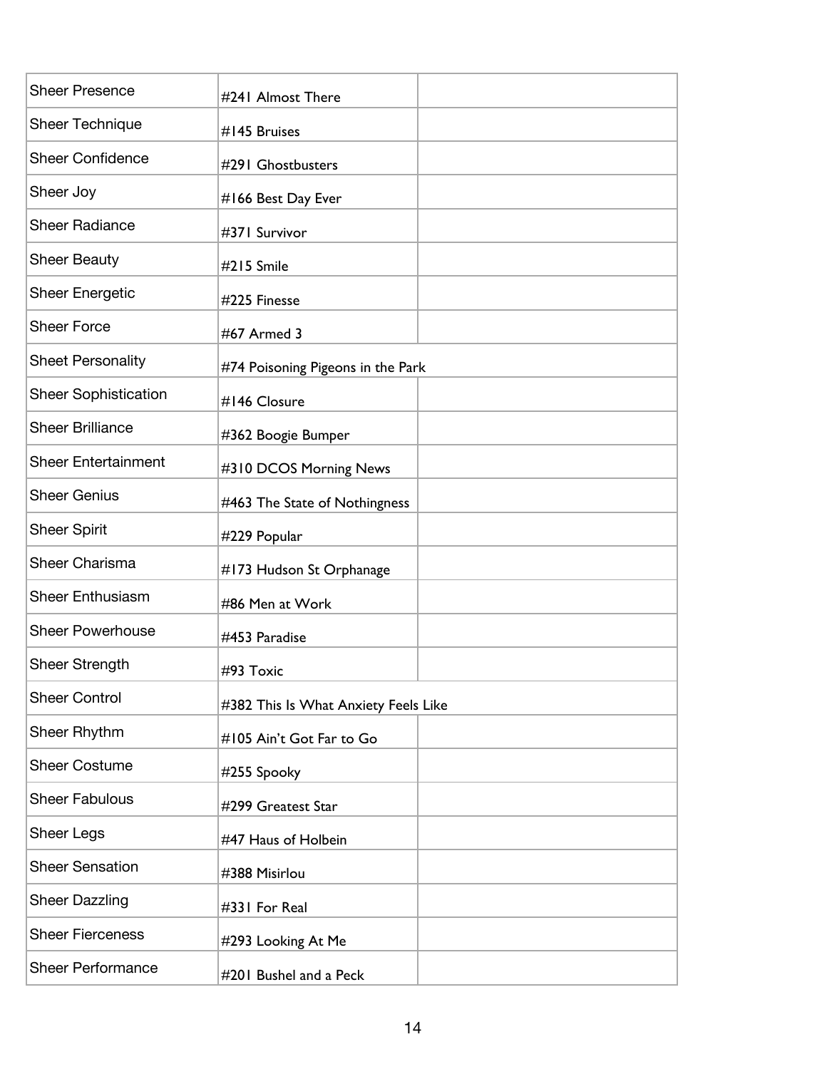| Sheer Presence | #241 Almost There | |
|---|---|---|
| Sheer Technique | #145 Bruises | |
| Sheer Confidence | #291 Ghostbusters | |
| Sheer Joy | #166 Best Day Ever | |
| Sheer Radiance | #371 Survivor | |
| Sheer Beauty | #215 Smile | |
| Sheer Energetic | #225 Finesse | |
| Sheer Force | #67 Armed 3 | |
| Sheet Personality | #74 Poisoning Pigeons in the Park | |
| Sheer Sophistication | #146 Closure | |
| Sheer Brilliance | #362 Boogie Bumper | |
| Sheer Entertainment | #310 DCOS Morning News | |
| Sheer Genius | #463 The State of Nothingness | |
| Sheer Spirit | #229 Popular | |
| Sheer Charisma | #173 Hudson St Orphanage | |
| Sheer Enthusiasm | #86 Men at Work | |
| Sheer Powerhouse | #453 Paradise | |
| Sheer Strength | #93 Toxic | |
| Sheer Control | #382 This Is What Anxiety Feels Like | |
| Sheer Rhythm | #105 Ain't Got Far to Go | |
| Sheer Costume | #255 Spooky | |
| Sheer Fabulous | #299 Greatest Star | |
| Sheer Legs | #47 Haus of Holbein | |
| Sheer Sensation | #388 Misirlou | |
| Sheer Dazzling | #331 For Real | |
| Sheer Fierceness | #293 Looking At Me | |
| Sheer Performance | #201 Bushel and a Peck | |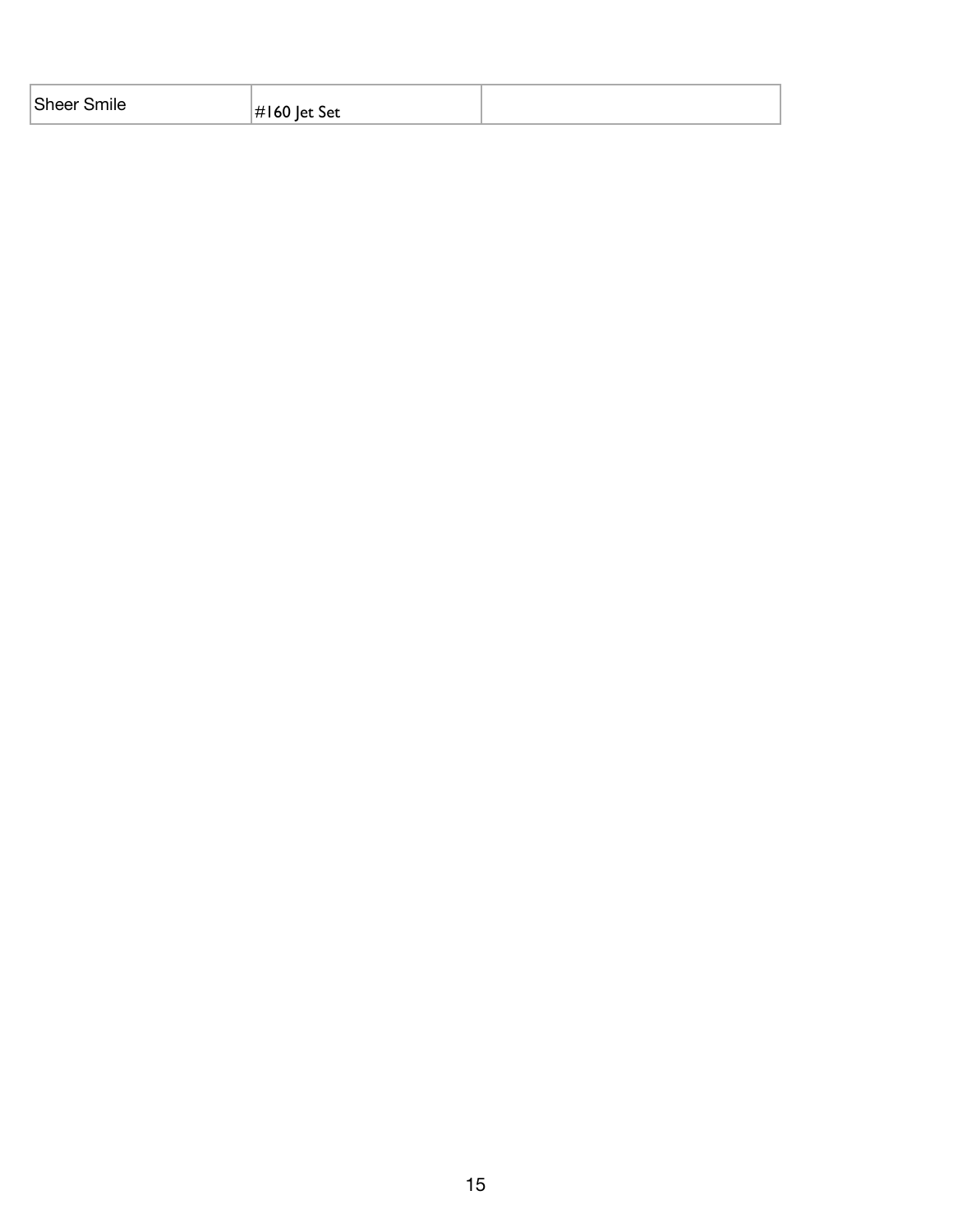| | | |
|---|---|---|
| Sheer Smile | #160 Jet Set | |